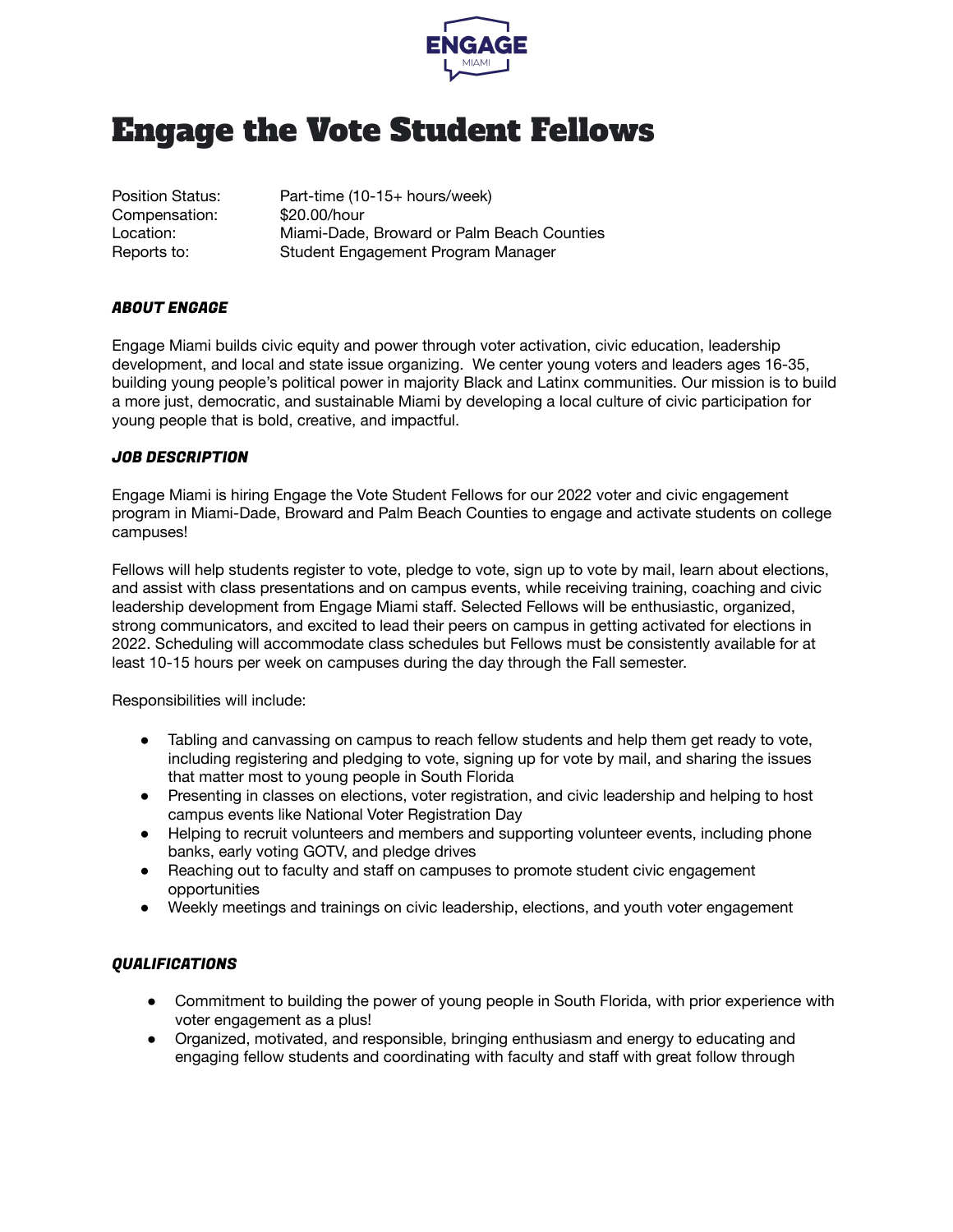# Engage the Vote Student Fellows

| | |
|---|---|
| Position Status: | Part-time (10-15+ hours/week) |
| Compensation: | $20.00/hour |
| Location: | Miami-Dade, Broward or Palm Beach Counties |
| Reports to: | Student Engagement Program Manager |

### *ABOUT ENGAGE*

Engage Miami builds civic equity and power through voter activation, civic education, leadership development, and local and state issue organizing. We center young voters and leaders ages 16-35, building young people's political power in majority Black and Latinx communities. Our mission is to build a more just, democratic, and sustainable Miami by developing a local culture of civic participation for young people that is bold, creative, and impactful.

### *JOB DESCRIPTION*

Engage Miami is hiring Engage the Vote Student Fellows for our 2022 voter and civic engagement program in Miami-Dade, Broward and Palm Beach Counties to engage and activate students on college campuses!

Fellows will help students register to vote, pledge to vote, sign up to vote by mail, learn about elections, and assist with class presentations and on campus events, while receiving training, coaching and civic leadership development from Engage Miami staff. Selected Fellows will be enthusiastic, organized, strong communicators, and excited to lead their peers on campus in getting activated for elections in 2022. Scheduling will accommodate class schedules but Fellows must be consistently available for at least 10-15 hours per week on campuses during the day through the Fall semester.

Responsibilities will include:

- Tabling and canvassing on campus to reach fellow students and help them get ready to vote, including registering and pledging to vote, signing up for vote by mail, and sharing the issues that matter most to young people in South Florida
- Presenting in classes on elections, voter registration, and civic leadership and helping to host campus events like National Voter Registration Day
- Helping to recruit volunteers and members and supporting volunteer events, including phone banks, early voting GOTV, and pledge drives
- Reaching out to faculty and staff on campuses to promote student civic engagement opportunities
- Weekly meetings and trainings on civic leadership, elections, and youth voter engagement

### *QUALIFICATIONS*

- Commitment to building the power of young people in South Florida, with prior experience with voter engagement as a plus!
- Organized, motivated, and responsible, bringing enthusiasm and energy to educating and engaging fellow students and coordinating with faculty and staff with great follow through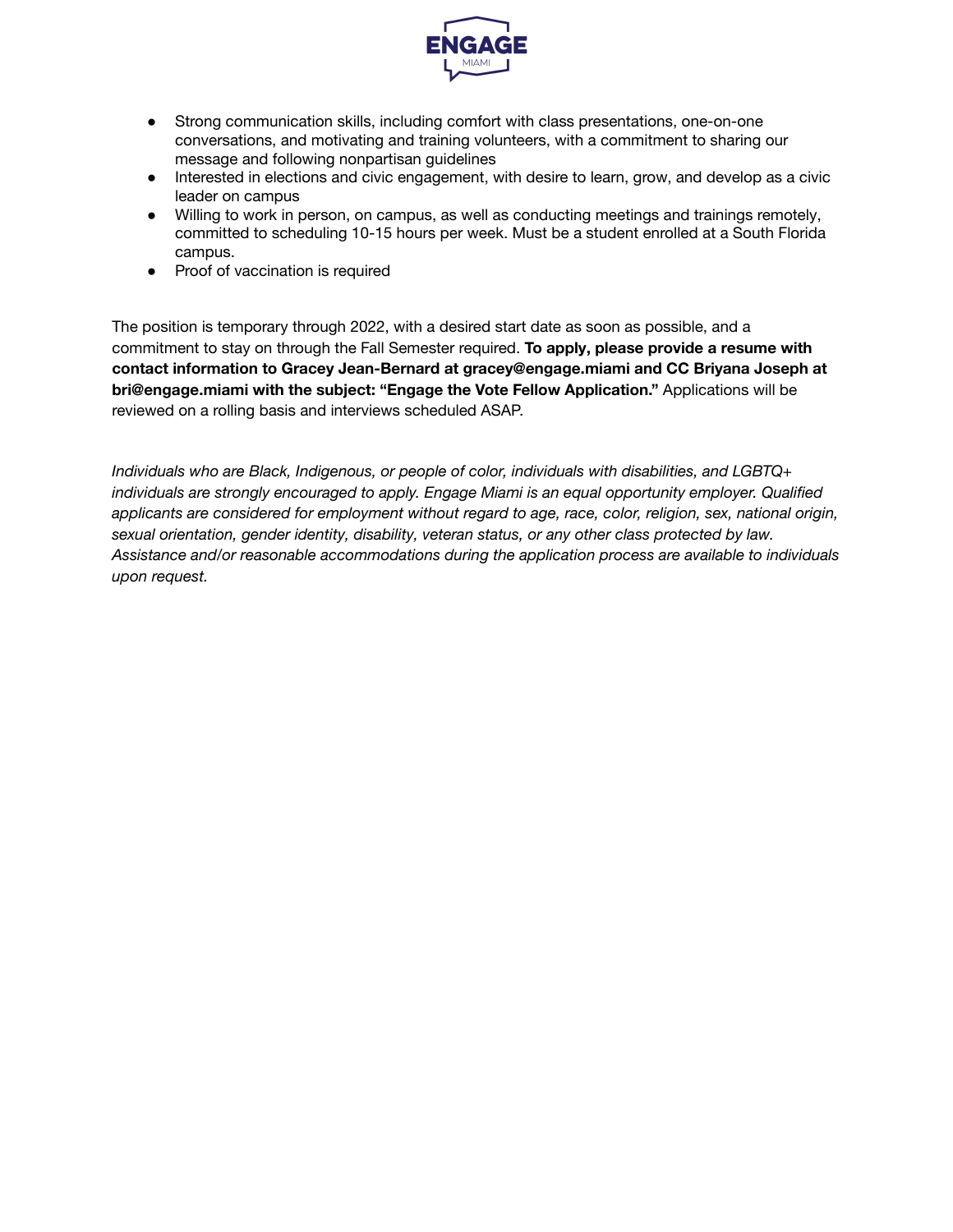- Strong communication skills, including comfort with class presentations, one-on-one conversations, and motivating and training volunteers, with a commitment to sharing our message and following nonpartisan guidelines
- Interested in elections and civic engagement, with desire to learn, grow, and develop as a civic leader on campus
- Willing to work in person, on campus, as well as conducting meetings and trainings remotely, committed to scheduling 10-15 hours per week. Must be a student enrolled at a South Florida campus.
- Proof of vaccination is required

The position is temporary through 2022, with a desired start date as soon as possible, and a commitment to stay on through the Fall Semester required. **To apply, please provide a resume with contact information to Gracey Jean-Bernard at gracey@engage.miami and CC Briyana Joseph at bri@engage.miami with the subject: "Engage the Vote Fellow Application."** Applications will be reviewed on a rolling basis and interviews scheduled ASAP.

*Individuals who are Black, Indigenous, or people of color, individuals with disabilities, and LGBTQ+ individuals are strongly encouraged to apply. Engage Miami is an equal opportunity employer. Qualified applicants are considered for employment without regard to age, race, color, religion, sex, national origin, sexual orientation, gender identity, disability, veteran status, or any other class protected by law. Assistance and/or reasonable accommodations during the application process are available to individuals upon request.*